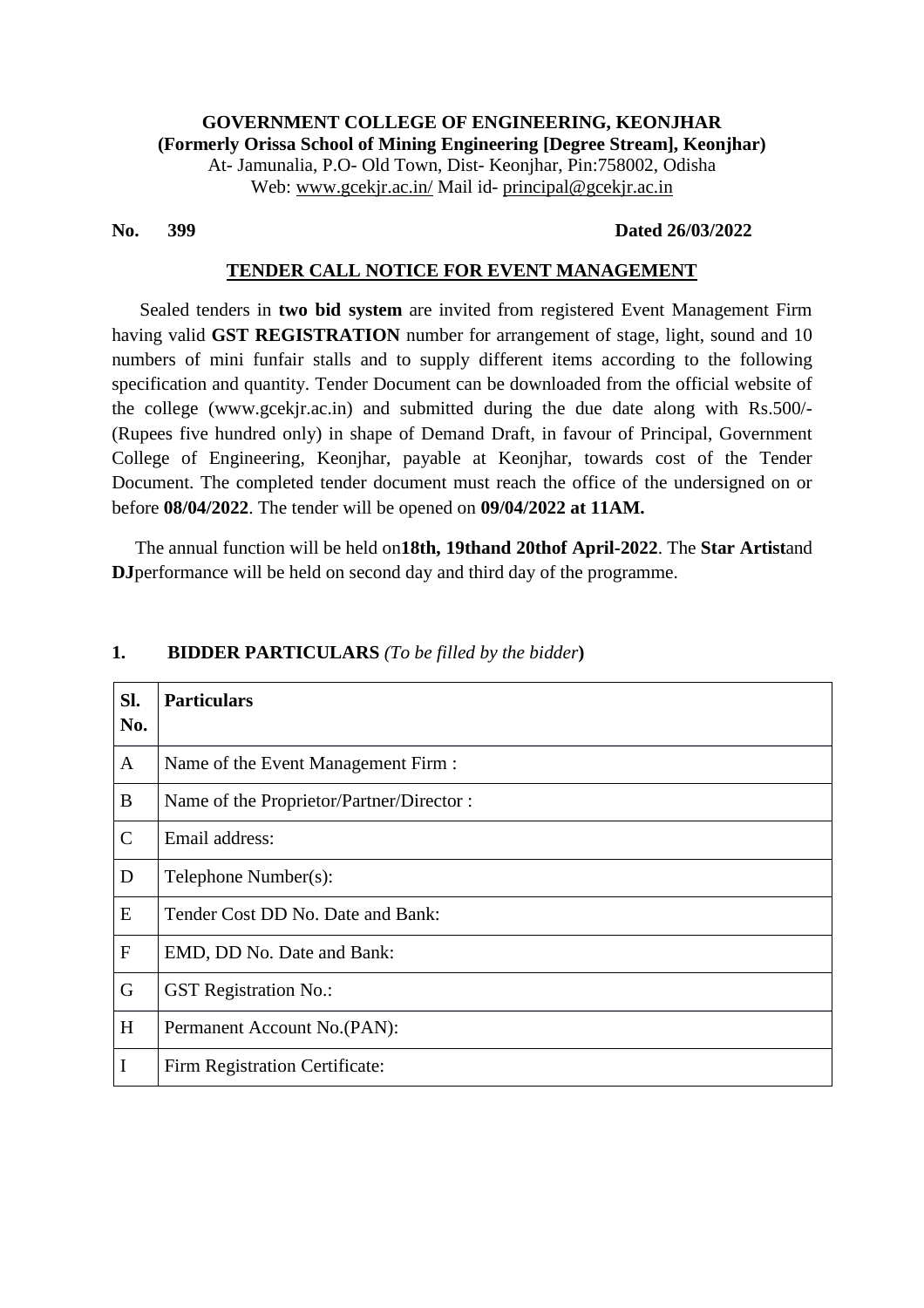**GOVERNMENT COLLEGE OF ENGINEERING, KEONJHAR**
**(Formerly Orissa School of Mining Engineering [Degree Stream], Keonjhar)**
At- Jamunalia, P.O- Old Town, Dist- Keonjhar, Pin:758002, Odisha
Web: www.gcekjr.ac.in/ Mail id- principal@gcekjr.ac.in

**No. 399** **Dated 26/03/2022**

## TENDER CALL NOTICE FOR EVENT MANAGEMENT

Sealed tenders in **two bid system** are invited from registered Event Management Firm having valid **GST REGISTRATION** number for arrangement of stage, light, sound and 10 numbers of mini funfair stalls and to supply different items according to the following specification and quantity. Tender Document can be downloaded from the official website of the college (www.gcekjr.ac.in) and submitted during the due date along with Rs.500/- (Rupees five hundred only) in shape of Demand Draft, in favour of Principal, Government College of Engineering, Keonjhar, payable at Keonjhar, towards cost of the Tender Document. The completed tender document must reach the office of the undersigned on or before **08/04/2022**. The tender will be opened on **09/04/2022 at 11AM.**

The annual function will be held on**18th, 19thand 20thof April-2022**. The **Star Artist**and **DJ**performance will be held on second day and third day of the programme.

**1. BIDDER PARTICULARS** *(To be filled by the bidder)*

| Sl. No. | Particulars |
|---|---|
| A | Name of the Event Management Firm : |
| B | Name of the Proprietor/Partner/Director : |
| C | Email address: |
| D | Telephone Number(s): |
| E | Tender Cost DD No. Date and Bank: |
| F | EMD, DD No. Date and Bank: |
| G | GST Registration No.: |
| H | Permanent Account No.(PAN): |
| I | Firm Registration Certificate: |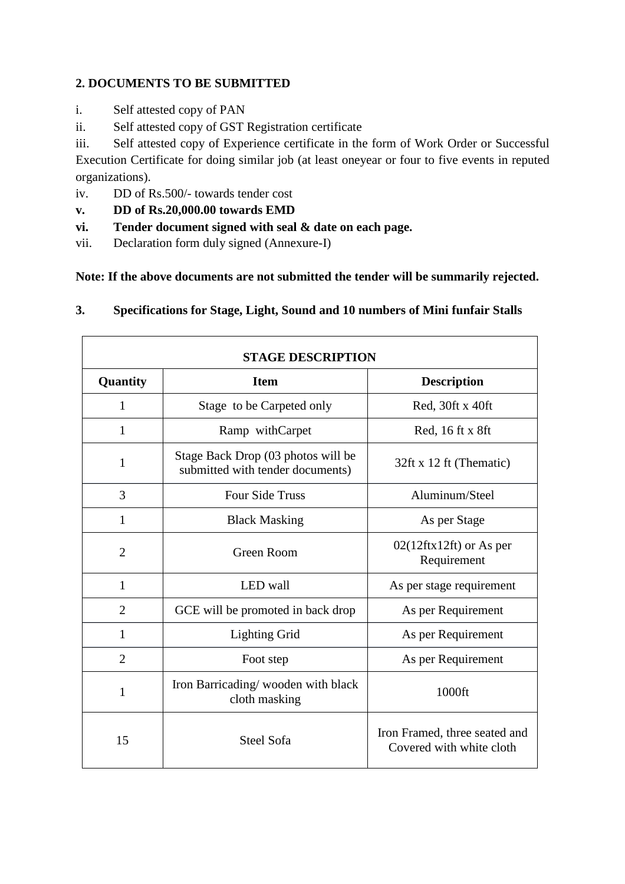## 2. DOCUMENTS TO BE SUBMITTED

i. Self attested copy of PAN

ii. Self attested copy of GST Registration certificate

iii. Self attested copy of Experience certificate in the form of Work Order or Successful Execution Certificate for doing similar job (at least oneyear or four to five events in reputed organizations).

iv. DD of Rs.500/- towards tender cost

**v. DD of Rs.20,000.00 towards EMD**

**vi. Tender document signed with seal & date on each page.**

vii. Declaration form duly signed (Annexure-I)

**Note: If the above documents are not submitted the tender will be summarily rejected.**

## 3. Specifications for Stage, Light, Sound and 10 numbers of Mini funfair Stalls

| STAGE DESCRIPTION | | |
|---|---|---|
| **Quantity** | **Item** | **Description** |
| 1 | Stage to be Carpeted only | Red, 30ft x 40ft |
| 1 | Ramp withCarpet | Red, 16 ft x 8ft |
| 1 | Stage Back Drop (03 photos will be submitted with tender documents) | 32ft x 12 ft (Thematic) |
| 3 | Four Side Truss | Aluminum/Steel |
| 1 | Black Masking | As per Stage |
| 2 | Green Room | 02(12ftx12ft) or As per Requirement |
| 1 | LED wall | As per stage requirement |
| 2 | GCE will be promoted in back drop | As per Requirement |
| 1 | Lighting Grid | As per Requirement |
| 2 | Foot step | As per Requirement |
| 1 | Iron Barricading/ wooden with black cloth masking | 1000ft |
| 15 | Steel Sofa | Iron Framed, three seated and Covered with white cloth |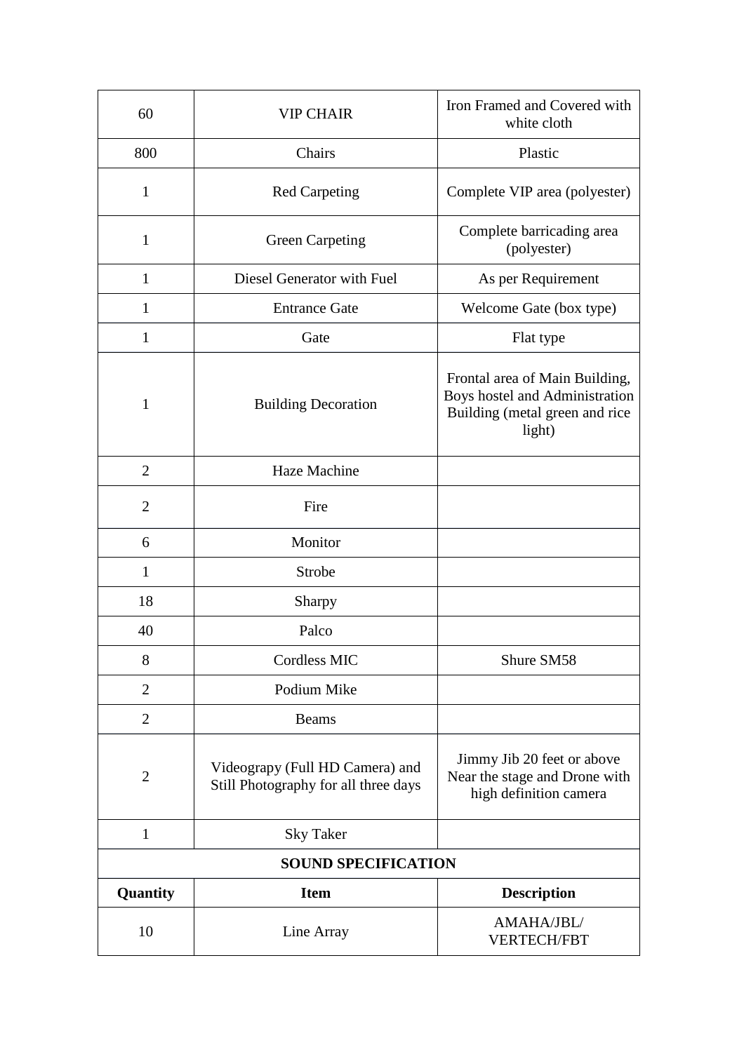| | | |
|---|---|---|
| 60 | VIP CHAIR | Iron Framed and Covered with white cloth |
| 800 | Chairs | Plastic |
| 1 | Red Carpeting | Complete VIP area (polyester) |
| 1 | Green Carpeting | Complete barricading area (polyester) |
| 1 | Diesel Generator with Fuel | As per Requirement |
| 1 | Entrance Gate | Welcome Gate (box type) |
| 1 | Gate | Flat type |
| 1 | Building Decoration | Frontal area of Main Building, Boys hostel and Administration Building (metal green and rice light) |
| 2 | Haze Machine | |
| 2 | Fire | |
| 6 | Monitor | |
| 1 | Strobe | |
| 18 | Sharpy | |
| 40 | Palco | |
| 8 | Cordless MIC | Shure SM58 |
| 2 | Podium Mike | |
| 2 | Beams | |
| 2 | Videograpy (Full HD Camera) and Still Photography for all three days | Jimmy Jib 20 feet or above Near the stage and Drone with high definition camera |
| 1 | Sky Taker | |
| **SOUND SPECIFICATION** | | |
| **Quantity** | **Item** | **Description** |
| 10 | Line Array | AMAHA/JBL/ VERTECH/FBT |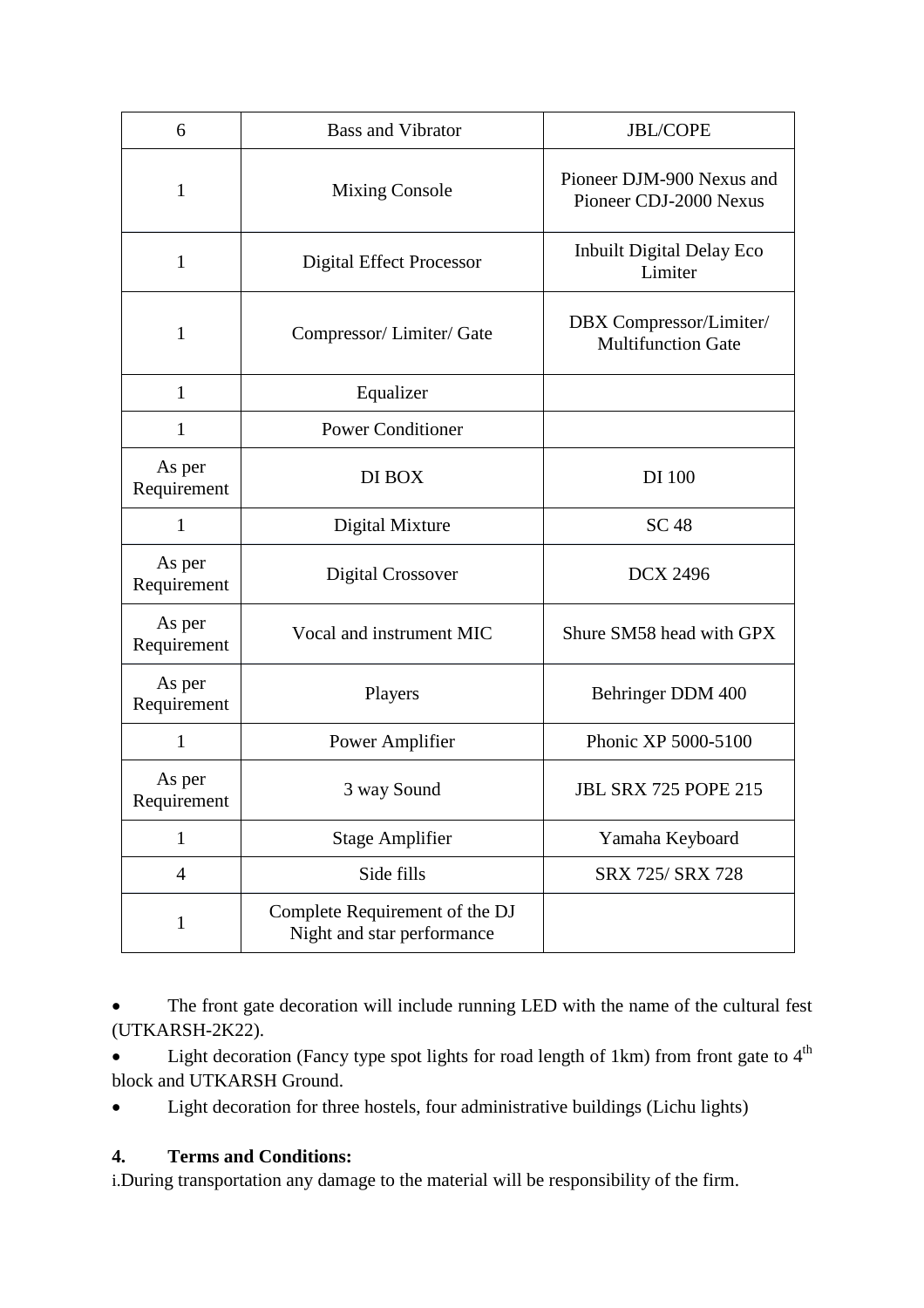| 6 | Bass and Vibrator | JBL/COPE |
|---|---|---|
| 1 | Mixing Console | Pioneer DJM-900 Nexus and Pioneer CDJ-2000 Nexus |
| 1 | Digital Effect Processor | Inbuilt Digital Delay Eco Limiter |
| 1 | Compressor/ Limiter/ Gate | DBX Compressor/Limiter/ Multifunction Gate |
| 1 | Equalizer | |
| 1 | Power Conditioner | |
| As per Requirement | DI BOX | DI 100 |
| 1 | Digital Mixture | SC 48 |
| As per Requirement | Digital Crossover | DCX 2496 |
| As per Requirement | Vocal and instrument MIC | Shure SM58 head with GPX |
| As per Requirement | Players | Behringer DDM 400 |
| 1 | Power Amplifier | Phonic XP 5000-5100 |
| As per Requirement | 3 way Sound | JBL SRX 725 POPE 215 |
| 1 | Stage Amplifier | Yamaha Keyboard |
| 4 | Side fills | SRX 725/ SRX 728 |
| 1 | Complete Requirement of the DJ Night and star performance | |

- The front gate decoration will include running LED with the name of the cultural fest (UTKARSH-2K22).
- Light decoration (Fancy type spot lights for road length of 1km) from front gate to 4th block and UTKARSH Ground.
- Light decoration for three hostels, four administrative buildings (Lichu lights)

**4. Terms and Conditions:**

i. During transportation any damage to the material will be responsibility of the firm.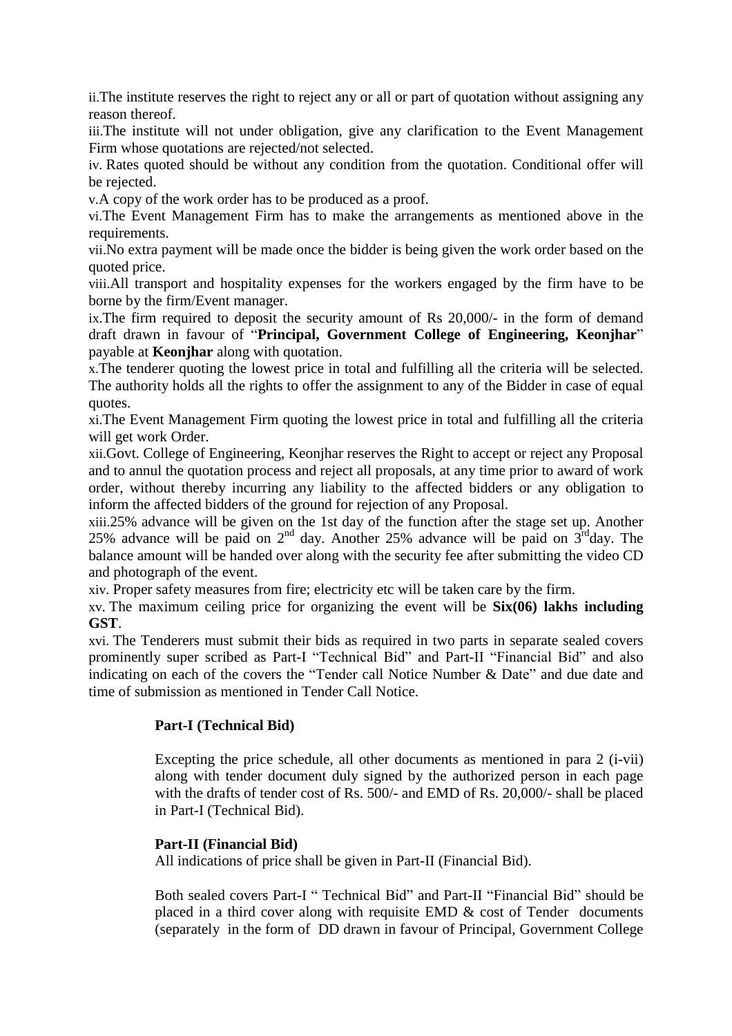ii.The institute reserves the right to reject any or all or part of quotation without assigning any reason thereof.

iii.The institute will not under obligation, give any clarification to the Event Management Firm whose quotations are rejected/not selected.

iv. Rates quoted should be without any condition from the quotation. Conditional offer will be rejected.

v.A copy of the work order has to be produced as a proof.

vi.The Event Management Firm has to make the arrangements as mentioned above in the requirements.

vii.No extra payment will be made once the bidder is being given the work order based on the quoted price.

viii.All transport and hospitality expenses for the workers engaged by the firm have to be borne by the firm/Event manager.

ix.The firm required to deposit the security amount of Rs 20,000/- in the form of demand draft drawn in favour of "**Principal, Government College of Engineering, Keonjhar**" payable at **Keonjhar** along with quotation.

x.The tenderer quoting the lowest price in total and fulfilling all the criteria will be selected. The authority holds all the rights to offer the assignment to any of the Bidder in case of equal quotes.

xi.The Event Management Firm quoting the lowest price in total and fulfilling all the criteria will get work Order.

xii.Govt. College of Engineering, Keonjhar reserves the Right to accept or reject any Proposal and to annul the quotation process and reject all proposals, at any time prior to award of work order, without thereby incurring any liability to the affected bidders or any obligation to inform the affected bidders of the ground for rejection of any Proposal.

xiii.25% advance will be given on the 1st day of the function after the stage set up. Another 25% advance will be paid on 2nd day. Another 25% advance will be paid on 3rd day. The balance amount will be handed over along with the security fee after submitting the video CD and photograph of the event.

xiv. Proper safety measures from fire; electricity etc will be taken care by the firm.

xv. The maximum ceiling price for organizing the event will be **Six(06) lakhs including GST**.

xvi. The Tenderers must submit their bids as required in two parts in separate sealed covers prominently super scribed as Part-I "Technical Bid" and Part-II "Financial Bid" and also indicating on each of the covers the "Tender call Notice Number & Date" and due date and time of submission as mentioned in Tender Call Notice.

**Part-I (Technical Bid)**

Excepting the price schedule, all other documents as mentioned in para 2 (i-vii) along with tender document duly signed by the authorized person in each page with the drafts of tender cost of Rs. 500/- and EMD of Rs. 20,000/- shall be placed in Part-I (Technical Bid).

**Part-II (Financial Bid)**

All indications of price shall be given in Part-II (Financial Bid).

Both sealed covers Part-I " Technical Bid" and Part-II "Financial Bid" should be placed in a third cover along with requisite EMD & cost of Tender documents (separately in the form of DD drawn in favour of Principal, Government College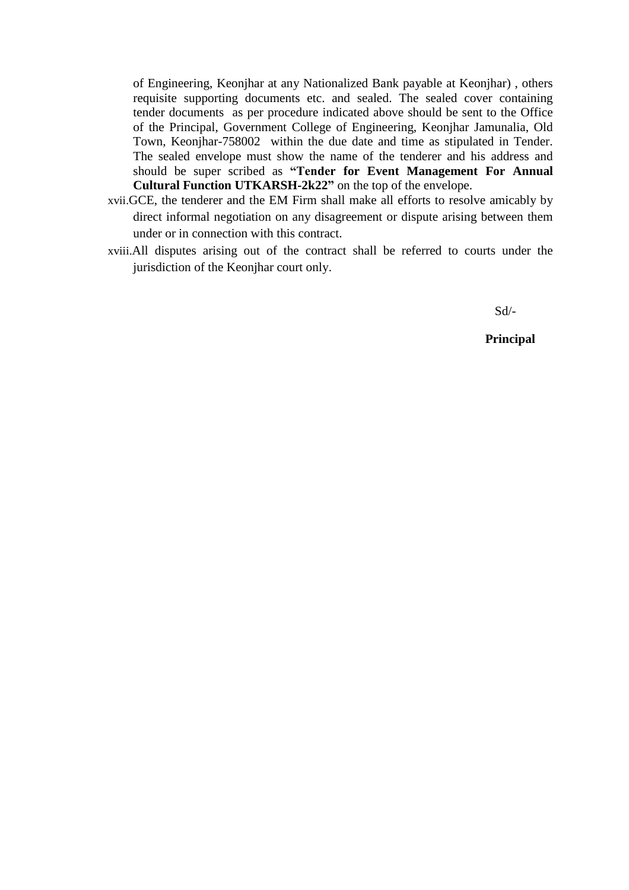of Engineering, Keonjhar at any Nationalized Bank payable at Keonjhar) , others requisite supporting documents etc. and sealed. The sealed cover containing tender documents as per procedure indicated above should be sent to the Office of the Principal, Government College of Engineering, Keonjhar Jamunalia, Old Town, Keonjhar-758002 within the due date and time as stipulated in Tender. The sealed envelope must show the name of the tenderer and his address and should be super scribed as **"Tender for Event Management For Annual Cultural Function UTKARSH-2k22"** on the top of the envelope.

xvii. GCE, the tenderer and the EM Firm shall make all efforts to resolve amicably by direct informal negotiation on any disagreement or dispute arising between them under or in connection with this contract.

xviii. All disputes arising out of the contract shall be referred to courts under the jurisdiction of the Keonjhar court only.

Sd/-

**Principal**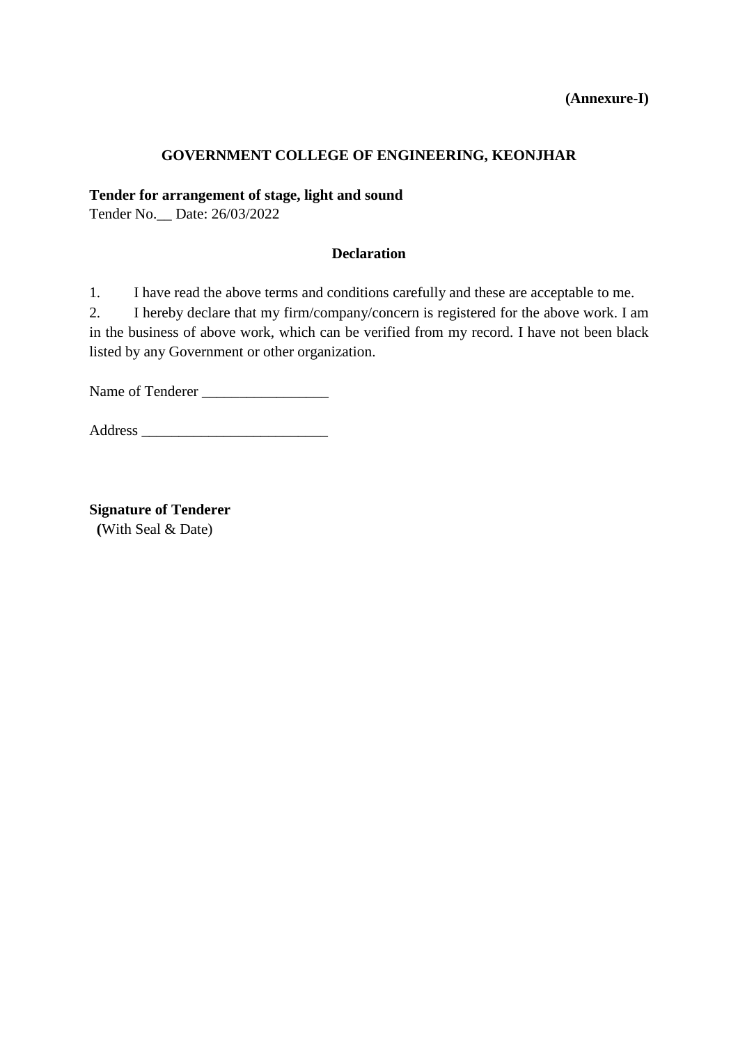**(Annexure-I)**

**GOVERNMENT COLLEGE OF ENGINEERING, KEONJHAR**

**Tender for arrangement of stage, light and sound**
Tender No.__ Date: 26/03/2022

**Declaration**

1. I have read the above terms and conditions carefully and these are acceptable to me.
2. I hereby declare that my firm/company/concern is registered for the above work. I am in the business of above work, which can be verified from my record. I have not been black listed by any Government or other organization.

Name of Tenderer _________________

Address _________________________

**Signature of Tenderer**
**(**With Seal & Date)